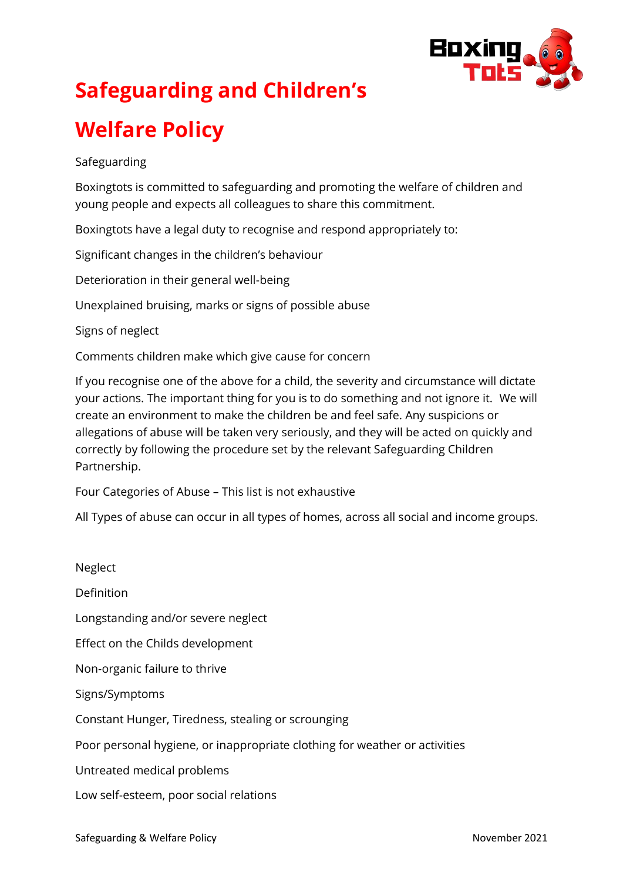# Safeguarding and Children's Welfare Policy

Safeguarding

Boxingtots is committed to safeguarding and promoting the welfare of children and young people and expects all colleagues to share this commitment.

Boxingtots have a legal duty to recognise and respond appropriately to:

Significant changes in the children's behaviour

Deterioration in their general well-being

Unexplained bruising, marks or signs of possible abuse

Signs of neglect

Comments children make which give cause for concern

If you recognise one of the above for a child, the severity and circumstance will dictate your actions. The important thing for you is to do something and not ignore it. We will create an environment to make the children be and feel safe. Any suspicions or allegations of abuse will be taken very seriously, and they will be acted on quickly and correctly by following the procedure set by the relevant Safeguarding Children Partnership.

Four Categories of Abuse – This list is not exhaustive

All Types of abuse can occur in all types of homes, across all social and income groups.

Neglect

Definition

Longstanding and/or severe neglect

Effect on the Childs development

Non-organic failure to thrive

Signs/Symptoms

Constant Hunger, Tiredness, stealing or scrounging

Poor personal hygiene, or inappropriate clothing for weather or activities

Untreated medical problems

Low self-esteem, poor social relations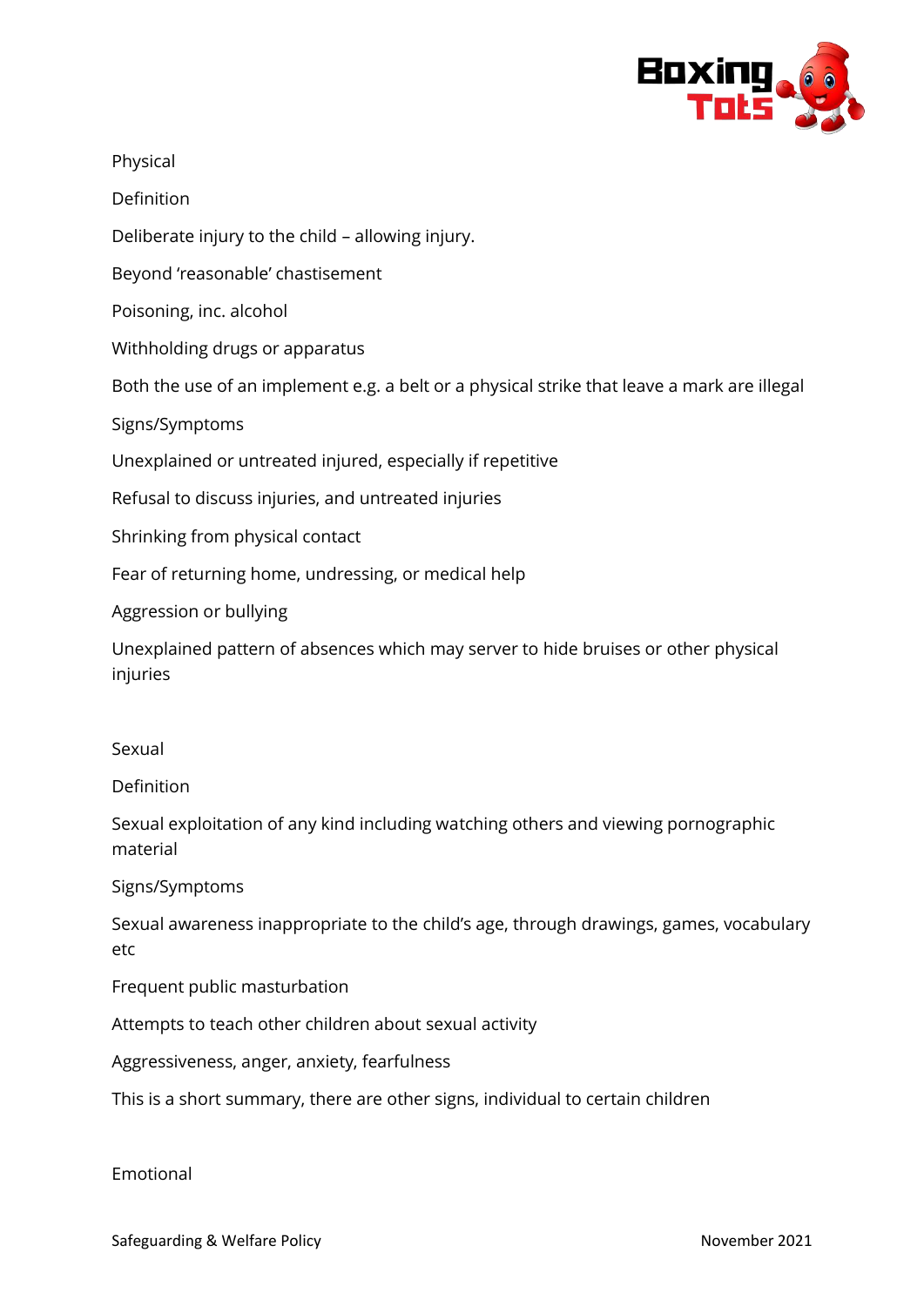Physical

Definition

Deliberate injury to the child – allowing injury.

Beyond 'reasonable' chastisement

Poisoning, inc. alcohol

Withholding drugs or apparatus

Both the use of an implement e.g. a belt or a physical strike that leave a mark are illegal

Signs/Symptoms

Unexplained or untreated injured, especially if repetitive

Refusal to discuss injuries, and untreated injuries

Shrinking from physical contact

Fear of returning home, undressing, or medical help

Aggression or bullying

Unexplained pattern of absences which may server to hide bruises or other physical injuries

Sexual

Definition

Sexual exploitation of any kind including watching others and viewing pornographic material

Signs/Symptoms

Sexual awareness inappropriate to the child's age, through drawings, games, vocabulary etc

Frequent public masturbation

Attempts to teach other children about sexual activity

Aggressiveness, anger, anxiety, fearfulness

This is a short summary, there are other signs, individual to certain children

Emotional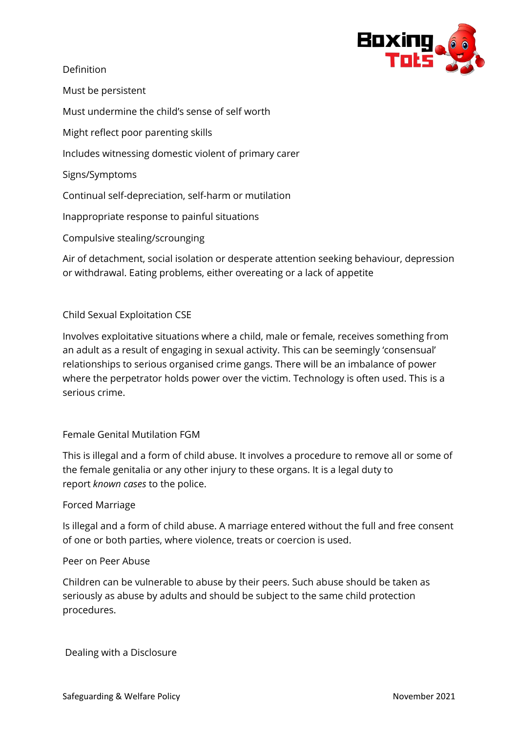Definition

Must be persistent

Must undermine the child's sense of self worth

Might reflect poor parenting skills

Includes witnessing domestic violent of primary carer

Signs/Symptoms

Continual self-depreciation, self-harm or mutilation

Inappropriate response to painful situations

Compulsive stealing/scrounging

Air of detachment, social isolation or desperate attention seeking behaviour, depression or withdrawal. Eating problems, either overeating or a lack of appetite

Child Sexual Exploitation CSE

Involves exploitative situations where a child, male or female, receives something from an adult as a result of engaging in sexual activity. This can be seemingly 'consensual' relationships to serious organised crime gangs. There will be an imbalance of power where the perpetrator holds power over the victim. Technology is often used. This is a serious crime.

Female Genital Mutilation FGM

This is illegal and a form of child abuse. It involves a procedure to remove all or some of the female genitalia or any other injury to these organs. It is a legal duty to report *known cases* to the police.

Forced Marriage

Is illegal and a form of child abuse. A marriage entered without the full and free consent of one or both parties, where violence, treats or coercion is used.

Peer on Peer Abuse

Children can be vulnerable to abuse by their peers. Such abuse should be taken as seriously as abuse by adults and should be subject to the same child protection procedures.

Dealing with a Disclosure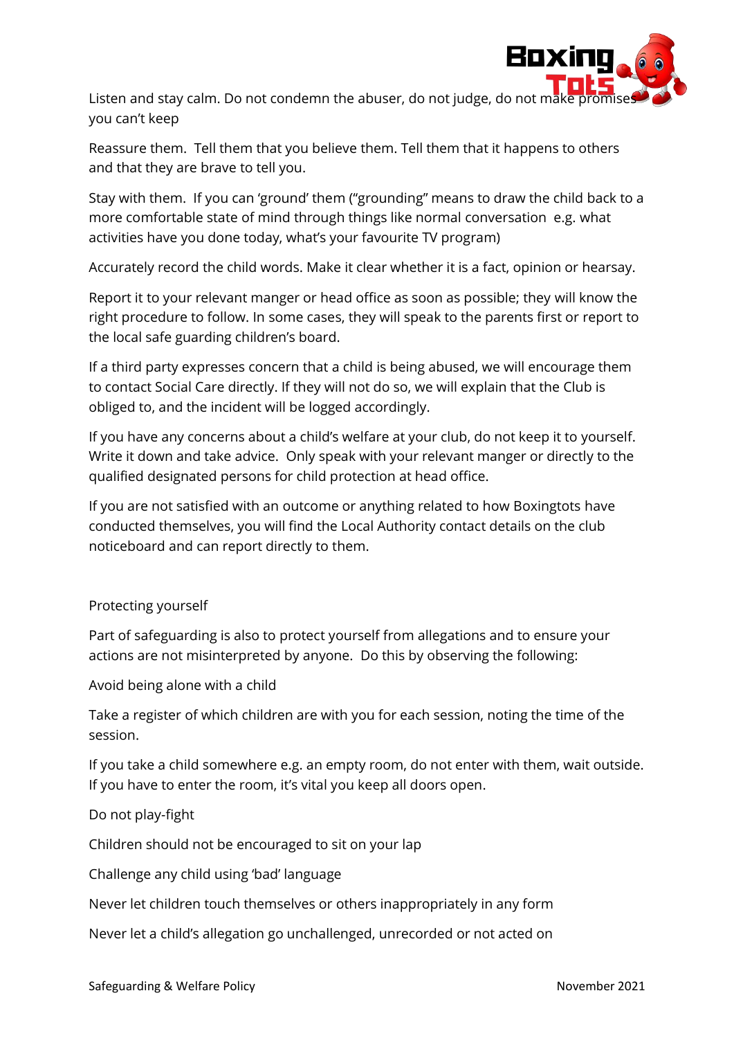Listen and stay calm. Do not condemn the abuser, do not judge, do not make promises you can't keep

Reassure them. Tell them that you believe them. Tell them that it happens to others and that they are brave to tell you.

Stay with them. If you can 'ground' them ("grounding" means to draw the child back to a more comfortable state of mind through things like normal conversation e.g. what activities have you done today, what's your favourite TV program)

Accurately record the child words. Make it clear whether it is a fact, opinion or hearsay.

Report it to your relevant manger or head office as soon as possible; they will know the right procedure to follow. In some cases, they will speak to the parents first or report to the local safe guarding children's board.

If a third party expresses concern that a child is being abused, we will encourage them to contact Social Care directly. If they will not do so, we will explain that the Club is obliged to, and the incident will be logged accordingly.

If you have any concerns about a child's welfare at your club, do not keep it to yourself. Write it down and take advice. Only speak with your relevant manger or directly to the qualified designated persons for child protection at head office.

If you are not satisfied with an outcome or anything related to how Boxingtots have conducted themselves, you will find the Local Authority contact details on the club noticeboard and can report directly to them.

Protecting yourself

Part of safeguarding is also to protect yourself from allegations and to ensure your actions are not misinterpreted by anyone. Do this by observing the following:

Avoid being alone with a child

Take a register of which children are with you for each session, noting the time of the session.

If you take a child somewhere e.g. an empty room, do not enter with them, wait outside. If you have to enter the room, it's vital you keep all doors open.

Do not play-fight

Children should not be encouraged to sit on your lap

Challenge any child using 'bad' language

Never let children touch themselves or others inappropriately in any form

Never let a child's allegation go unchallenged, unrecorded or not acted on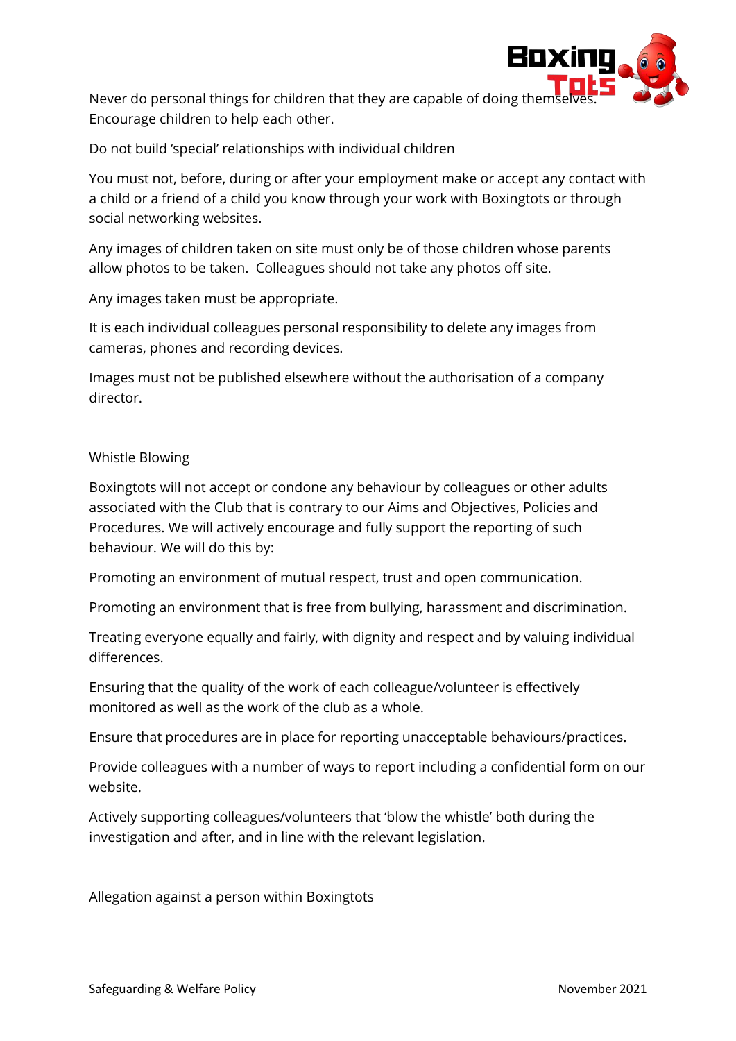Never do personal things for children that they are capable of doing themselves. Encourage children to help each other.

Do not build 'special' relationships with individual children

You must not, before, during or after your employment make or accept any contact with a child or a friend of a child you know through your work with Boxingtots or through social networking websites.

Any images of children taken on site must only be of those children whose parents allow photos to be taken. Colleagues should not take any photos off site.

Any images taken must be appropriate.

It is each individual colleagues personal responsibility to delete any images from cameras, phones and recording devices.

Images must not be published elsewhere without the authorisation of a company director.

## Whistle Blowing

Boxingtots will not accept or condone any behaviour by colleagues or other adults associated with the Club that is contrary to our Aims and Objectives, Policies and Procedures. We will actively encourage and fully support the reporting of such behaviour. We will do this by:

Promoting an environment of mutual respect, trust and open communication.

Promoting an environment that is free from bullying, harassment and discrimination.

Treating everyone equally and fairly, with dignity and respect and by valuing individual differences.

Ensuring that the quality of the work of each colleague/volunteer is effectively monitored as well as the work of the club as a whole.

Ensure that procedures are in place for reporting unacceptable behaviours/practices.

Provide colleagues with a number of ways to report including a confidential form on our website.

Actively supporting colleagues/volunteers that 'blow the whistle' both during the investigation and after, and in line with the relevant legislation.

## Allegation against a person within Boxingtots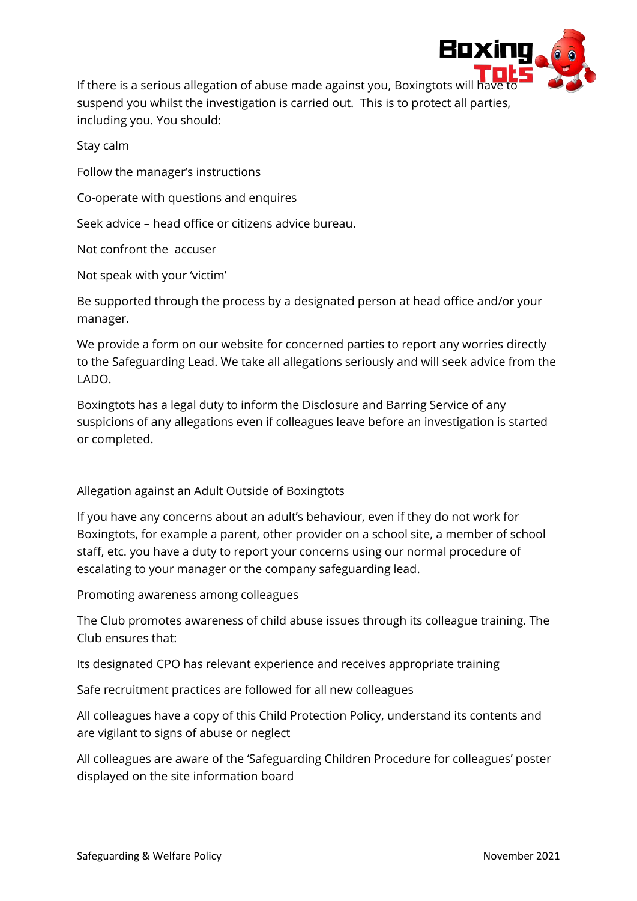If there is a serious allegation of abuse made against you, Boxingtots will have to suspend you whilst the investigation is carried out. This is to protect all parties, including you. You should:

Stay calm

Follow the manager's instructions

Co-operate with questions and enquires

Seek advice – head office or citizens advice bureau.

Not confront the accuser

Not speak with your 'victim'

Be supported through the process by a designated person at head office and/or your manager.

We provide a form on our website for concerned parties to report any worries directly to the Safeguarding Lead. We take all allegations seriously and will seek advice from the LADO.

Boxingtots has a legal duty to inform the Disclosure and Barring Service of any suspicions of any allegations even if colleagues leave before an investigation is started or completed.

Allegation against an Adult Outside of Boxingtots

If you have any concerns about an adult's behaviour, even if they do not work for Boxingtots, for example a parent, other provider on a school site, a member of school staff, etc. you have a duty to report your concerns using our normal procedure of escalating to your manager or the company safeguarding lead.

Promoting awareness among colleagues

The Club promotes awareness of child abuse issues through its colleague training. The Club ensures that:

Its designated CPO has relevant experience and receives appropriate training

Safe recruitment practices are followed for all new colleagues

All colleagues have a copy of this Child Protection Policy, understand its contents and are vigilant to signs of abuse or neglect

All colleagues are aware of the 'Safeguarding Children Procedure for colleagues' poster displayed on the site information board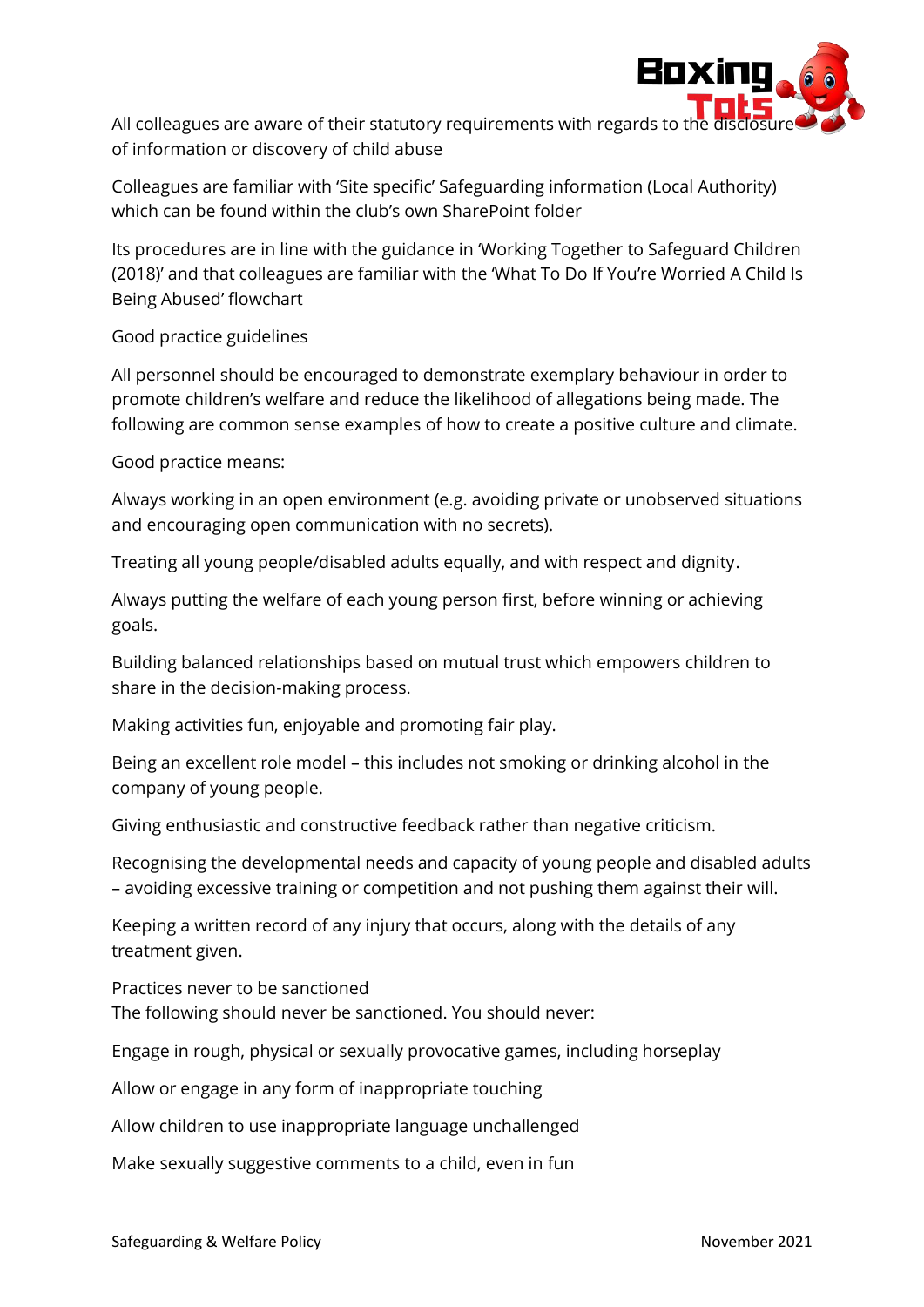All colleagues are aware of their statutory requirements with regards to the disclosure of information or discovery of child abuse

Colleagues are familiar with 'Site specific' Safeguarding information (Local Authority) which can be found within the club's own SharePoint folder

Its procedures are in line with the guidance in 'Working Together to Safeguard Children (2018)' and that colleagues are familiar with the 'What To Do If You're Worried A Child Is Being Abused' flowchart

Good practice guidelines

All personnel should be encouraged to demonstrate exemplary behaviour in order to promote children's welfare and reduce the likelihood of allegations being made. The following are common sense examples of how to create a positive culture and climate.

Good practice means:

Always working in an open environment (e.g. avoiding private or unobserved situations and encouraging open communication with no secrets).

Treating all young people/disabled adults equally, and with respect and dignity.

Always putting the welfare of each young person first, before winning or achieving goals.

Building balanced relationships based on mutual trust which empowers children to share in the decision-making process.

Making activities fun, enjoyable and promoting fair play.

Being an excellent role model – this includes not smoking or drinking alcohol in the company of young people.

Giving enthusiastic and constructive feedback rather than negative criticism.

Recognising the developmental needs and capacity of young people and disabled adults – avoiding excessive training or competition and not pushing them against their will.

Keeping a written record of any injury that occurs, along with the details of any treatment given.

Practices never to be sanctioned
The following should never be sanctioned. You should never:

Engage in rough, physical or sexually provocative games, including horseplay

Allow or engage in any form of inappropriate touching

Allow children to use inappropriate language unchallenged

Make sexually suggestive comments to a child, even in fun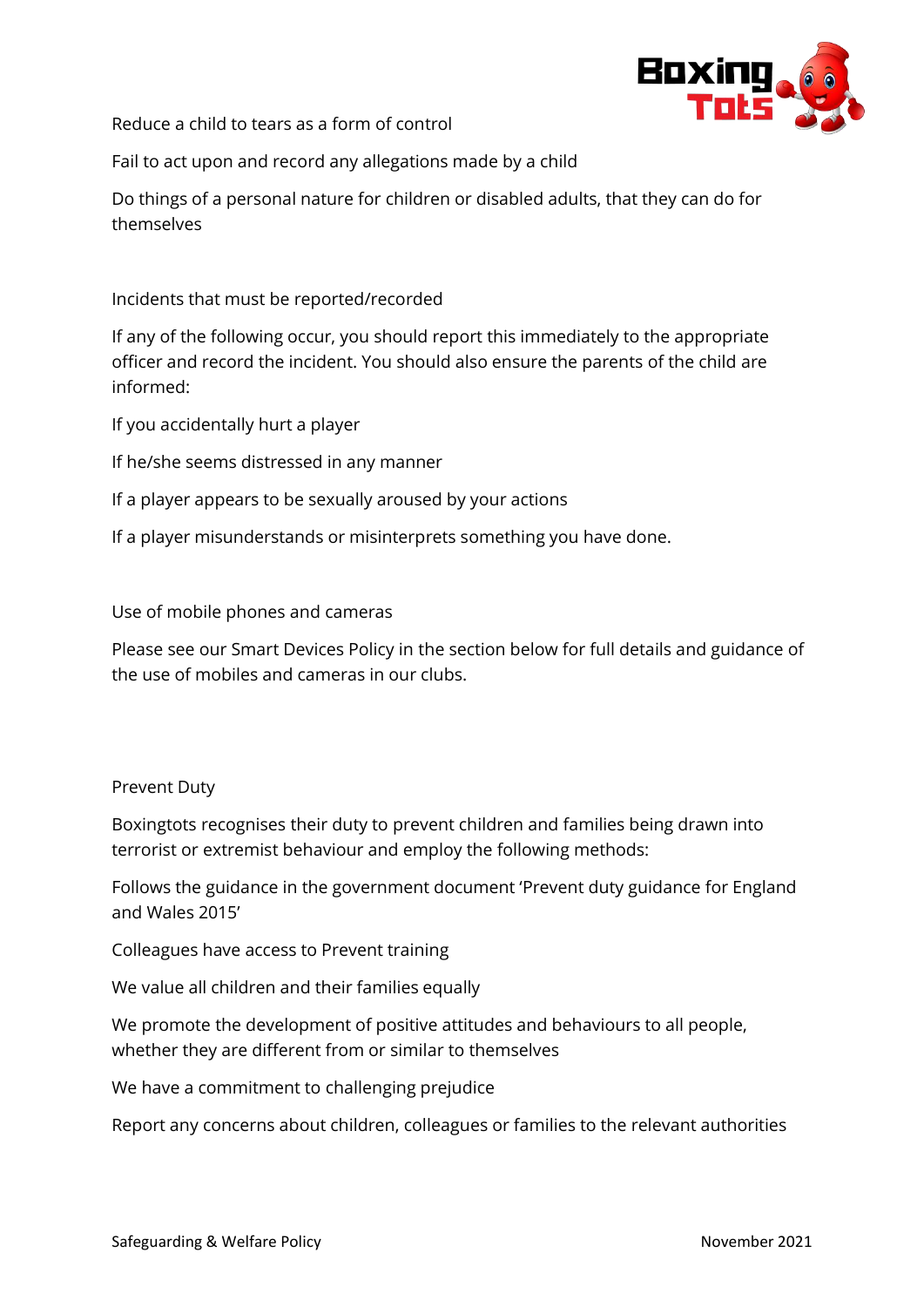Reduce a child to tears as a form of control

Fail to act upon and record any allegations made by a child

Do things of a personal nature for children or disabled adults, that they can do for themselves

Incidents that must be reported/recorded

If any of the following occur, you should report this immediately to the appropriate officer and record the incident. You should also ensure the parents of the child are informed:

If you accidentally hurt a player

If he/she seems distressed in any manner

If a player appears to be sexually aroused by your actions

If a player misunderstands or misinterprets something you have done.

Use of mobile phones and cameras

Please see our Smart Devices Policy in the section below for full details and guidance of the use of mobiles and cameras in our clubs.

Prevent Duty

Boxingtots recognises their duty to prevent children and families being drawn into terrorist or extremist behaviour and employ the following methods:

Follows the guidance in the government document 'Prevent duty guidance for England and Wales 2015'

Colleagues have access to Prevent training

We value all children and their families equally

We promote the development of positive attitudes and behaviours to all people, whether they are different from or similar to themselves

We have a commitment to challenging prejudice

Report any concerns about children, colleagues or families to the relevant authorities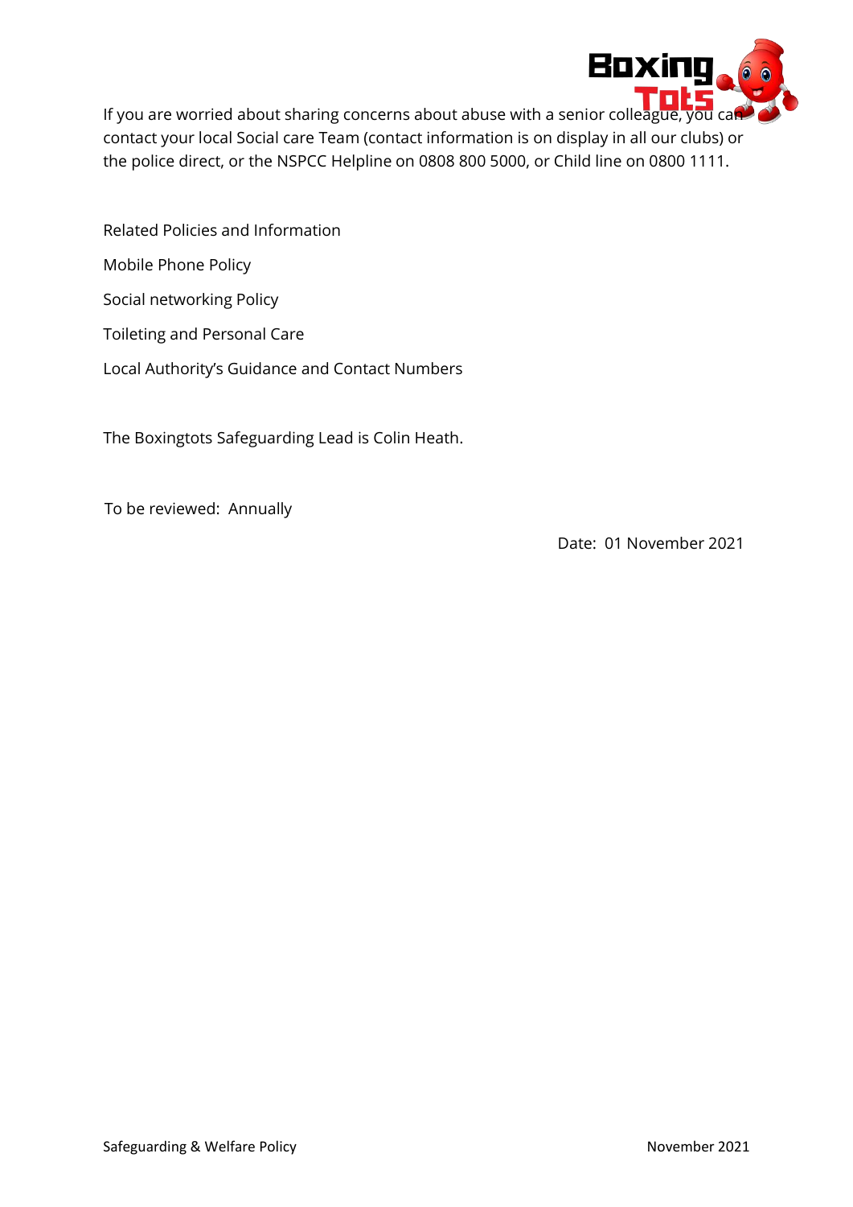If you are worried about sharing concerns about abuse with a senior colleague, you can contact your local Social care Team (contact information is on display in all our clubs) or the police direct, or the NSPCC Helpline on 0808 800 5000, or Child line on 0800 1111.

Related Policies and Information

Mobile Phone Policy

Social networking Policy

Toileting and Personal Care

Local Authority's Guidance and Contact Numbers

The Boxingtots Safeguarding Lead is Colin Heath.

To be reviewed: Annually

Date: 01 November 2021